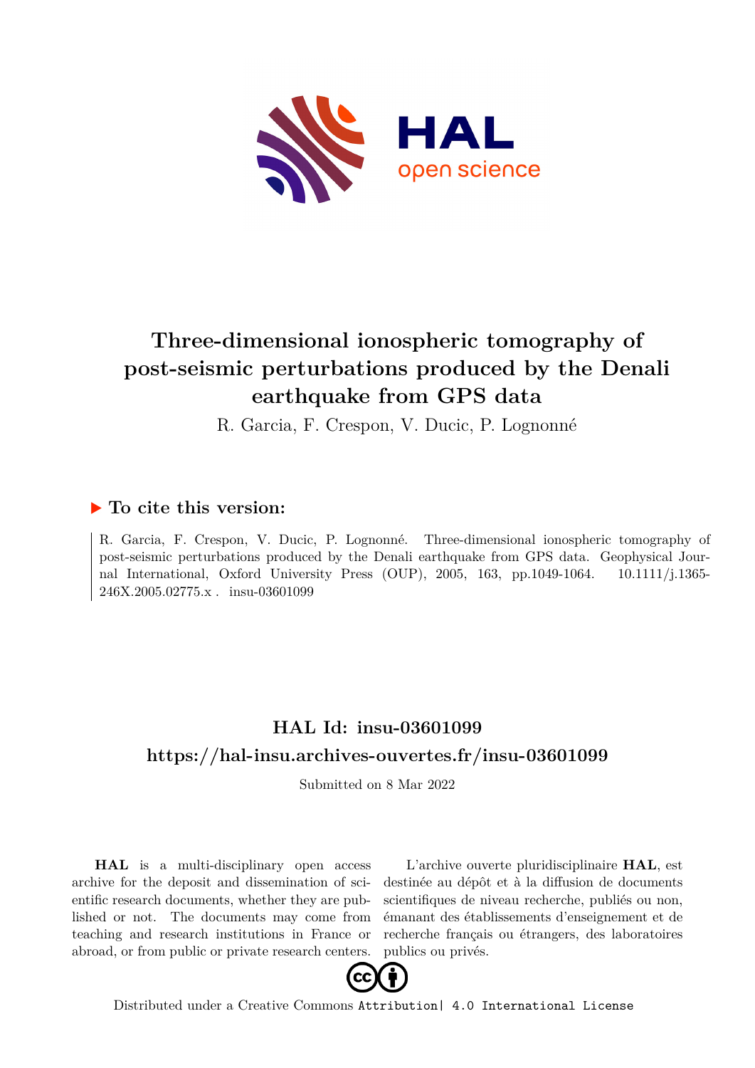# Three-dimensional ionospheric tomography of post-seismic perturbations produced by the Denali earthquake from GPS data

R. Garcia, F. Crespon, V. Ducic, P. Lognonné

## ▶ To cite this version:

R. Garcia, F. Crespon, V. Ducic, P. Lognonné. Three-dimensional ionospheric tomography of post-seismic perturbations produced by the Denali earthquake from GPS data. Geophysical Journal International, Oxford University Press (OUP), 2005, 163, pp.1049-1064. 10.1111/j.1365-246X.2005.02775.x . insu-03601099

## HAL Id: insu-03601099

## https://hal-insu.archives-ouvertes.fr/insu-03601099

Submitted on 8 Mar 2022

**HAL** is a multi-disciplinary open access archive for the deposit and dissemination of scientific research documents, whether they are published or not. The documents may come from teaching and research institutions in France or abroad, or from public or private research centers.

L'archive ouverte pluridisciplinaire **HAL**, est destinée au dépôt et à la diffusion de documents scientifiques de niveau recherche, publiés ou non, émanant des établissements d'enseignement et de recherche français ou étrangers, des laboratoires publics ou privés.

Distributed under a Creative Commons Attribution| 4.0 International License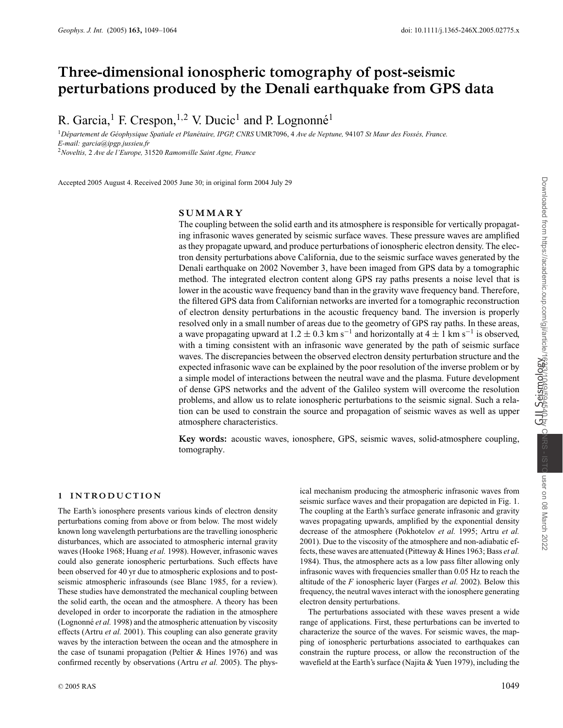# Three-dimensional ionospheric tomography of post-seismic perturbations produced by the Denali earthquake from GPS data

R. Garcia,[1] F. Crespon,[1,2] V. Ducic[1] and P. Lognonné[1]

[1]*Département de Géophysique Spatiale et Planétaire, IPGP, CNRS* UMR7096, 4 *Ave de Neptune,* 94107 *St Maur des Fossés, France.*
*E-mail: garcia@ipgp.jussieu.fr*
[2]*Noveltis,* 2 *Ave de l'Europe,* 31520 *Ramonville Saint Agne, France*

Accepted 2005 August 4. Received 2005 June 30; in original form 2004 July 29

## SUMMARY

The coupling between the solid earth and its atmosphere is responsible for vertically propagating infrasonic waves generated by seismic surface waves. These pressure waves are amplified as they propagate upward, and produce perturbations of ionospheric electron density. The electron density perturbations above California, due to the seismic surface waves generated by the Denali earthquake on 2002 November 3, have been imaged from GPS data by a tomographic method. The integrated electron content along GPS ray paths presents a noise level that is lower in the acoustic wave frequency band than in the gravity wave frequency band. Therefore, the filtered GPS data from Californian networks are inverted for a tomographic reconstruction of electron density perturbations in the acoustic frequency band. The inversion is properly resolved only in a small number of areas due to the geometry of GPS ray paths. In these areas, a wave propagating upward at $1.2 \pm 0.3$ km s$^{-1}$ and horizontally at $4 \pm 1$ km s$^{-1}$ is observed, with a timing consistent with an infrasonic wave generated by the path of seismic surface waves. The discrepancies between the observed electron density perturbation structure and the expected infrasonic wave can be explained by the poor resolution of the inverse problem or by a simple model of interactions between the neutral wave and the plasma. Future development of dense GPS networks and the advent of the Galileo system will overcome the resolution problems, and allow us to relate ionospheric perturbations to the seismic signal. Such a relation can be used to constrain the source and propagation of seismic waves as well as upper atmosphere characteristics.

**Key words:** acoustic waves, ionosphere, GPS, seismic waves, solid-atmosphere coupling, tomography.

## 1 INTRODUCTION

The Earth's ionosphere presents various kinds of electron density perturbations coming from above or from below. The most widely known long wavelength perturbations are the travelling ionospheric disturbances, which are associated to atmospheric internal gravity waves (Hooke 1968; Huang *et al.* 1998). However, infrasonic waves could also generate ionospheric perturbations. Such effects have been observed for 40 yr due to atmospheric explosions and to post-seismic atmospheric infrasounds (see Blanc 1985, for a review). These studies have demonstrated the mechanical coupling between the solid earth, the ocean and the atmosphere. A theory has been developed in order to incorporate the radiation in the atmosphere (Lognonné *et al.* 1998) and the atmospheric attenuation by viscosity effects (Artru *et al.* 2001). This coupling can also generate gravity waves by the interaction between the ocean and the atmosphere in the case of tsunami propagation (Peltier & Hines 1976) and was confirmed recently by observations (Artru *et al.* 2005). The physical mechanism producing the atmospheric infrasonic waves from seismic surface waves and their propagation are depicted in Fig. 1. The coupling at the Earth's surface generate infrasonic and gravity waves propagating upwards, amplified by the exponential density decrease of the atmosphere (Pokhotelov *et al.* 1995; Artru *et al.* 2001). Due to the viscosity of the atmosphere and non-adiabatic effects, these waves are attenuated (Pitteway & Hines 1963; Bass *et al.* 1984). Thus, the atmosphere acts as a low pass filter allowing only infrasonic waves with frequencies smaller than 0.05 Hz to reach the altitude of the *F* ionospheric layer (Farges *et al.* 2002). Below this frequency, the neutral waves interact with the ionosphere generating electron density perturbations.

The perturbations associated with these waves present a wide range of applications. First, these perturbations can be inverted to characterize the source of the waves. For seismic waves, the mapping of ionospheric perturbations associated to earthquakes can constrain the rupture process, or allow the reconstruction of the wavefield at the Earth's surface (Najita & Yuen 1979), including the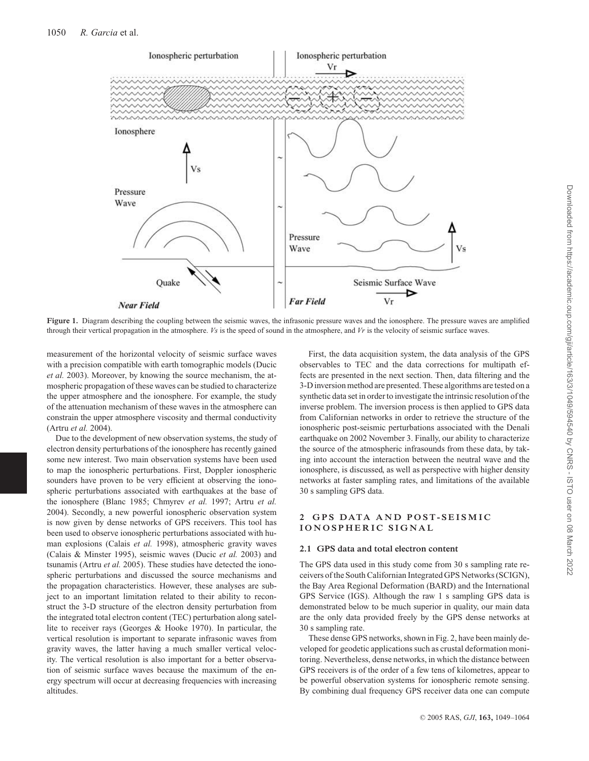**Figure 1.** Diagram describing the coupling between the seismic waves, the infrasonic pressure waves and the ionosphere. The pressure waves are amplified through their vertical propagation in the atmosphere. *Vs* is the speed of sound in the atmosphere, and *Vr* is the velocity of seismic surface waves.

measurement of the horizontal velocity of seismic surface waves with a precision compatible with earth tomographic models (Ducic *et al.* 2003). Moreover, by knowing the source mechanism, the atmospheric propagation of these waves can be studied to characterize the upper atmosphere and the ionosphere. For example, the study of the attenuation mechanism of these waves in the atmosphere can constrain the upper atmosphere viscosity and thermal conductivity (Artru *et al.* 2004).

Due to the development of new observation systems, the study of electron density perturbations of the ionosphere has recently gained some new interest. Two main observation systems have been used to map the ionospheric perturbations. First, Doppler ionospheric sounders have proven to be very efficient at observing the ionospheric perturbations associated with earthquakes at the base of the ionosphere (Blanc 1985; Chmyrev *et al.* 1997; Artru *et al.* 2004). Secondly, a new powerful ionospheric observation system is now given by dense networks of GPS receivers. This tool has been used to observe ionospheric perturbations associated with human explosions (Calais *et al.* 1998), atmospheric gravity waves (Calais & Minster 1995), seismic waves (Ducic *et al.* 2003) and tsunamis (Artru *et al.* 2005). These studies have detected the ionospheric perturbations and discussed the source mechanisms and the propagation characteristics. However, these analyses are subject to an important limitation related to their ability to reconstruct the 3-D structure of the electron density perturbation from the integrated total electron content (TEC) perturbation along satellite to receiver rays (Georges & Hooke 1970). In particular, the vertical resolution is important to separate infrasonic waves from gravity waves, the latter having a much smaller vertical velocity. The vertical resolution is also important for a better observation of seismic surface waves because the maximum of the energy spectrum will occur at decreasing frequencies with increasing altitudes.

First, the data acquisition system, the data analysis of the GPS observables to TEC and the data corrections for multipath effects are presented in the next section. Then, data filtering and the 3-D inversion method are presented. These algorithms are tested on a synthetic data set in order to investigate the intrinsic resolution of the inverse problem. The inversion process is then applied to GPS data from Californian networks in order to retrieve the structure of the ionospheric post-seismic perturbations associated with the Denali earthquake on 2002 November 3. Finally, our ability to characterize the source of the atmospheric infrasounds from these data, by taking into account the interaction between the neutral wave and the ionosphere, is discussed, as well as perspective with higher density networks at faster sampling rates, and limitations of the available 30 s sampling GPS data.

## 2 GPS DATA AND POST-SEISMIC IONOSPHERIC SIGNAL

### 2.1 GPS data and total electron content

The GPS data used in this study come from 30 s sampling rate receivers of the South Californian Integrated GPS Networks (SCIGN), the Bay Area Regional Deformation (BARD) and the International GPS Service (IGS). Although the raw 1 s sampling GPS data is demonstrated below to be much superior in quality, our main data are the only data provided freely by the GPS dense networks at 30 s sampling rate.

These dense GPS networks, shown in Fig. 2, have been mainly developed for geodetic applications such as crustal deformation monitoring. Nevertheless, dense networks, in which the distance between GPS receivers is of the order of a few tens of kilometres, appear to be powerful observation systems for ionospheric remote sensing. By combining dual frequency GPS receiver data one can compute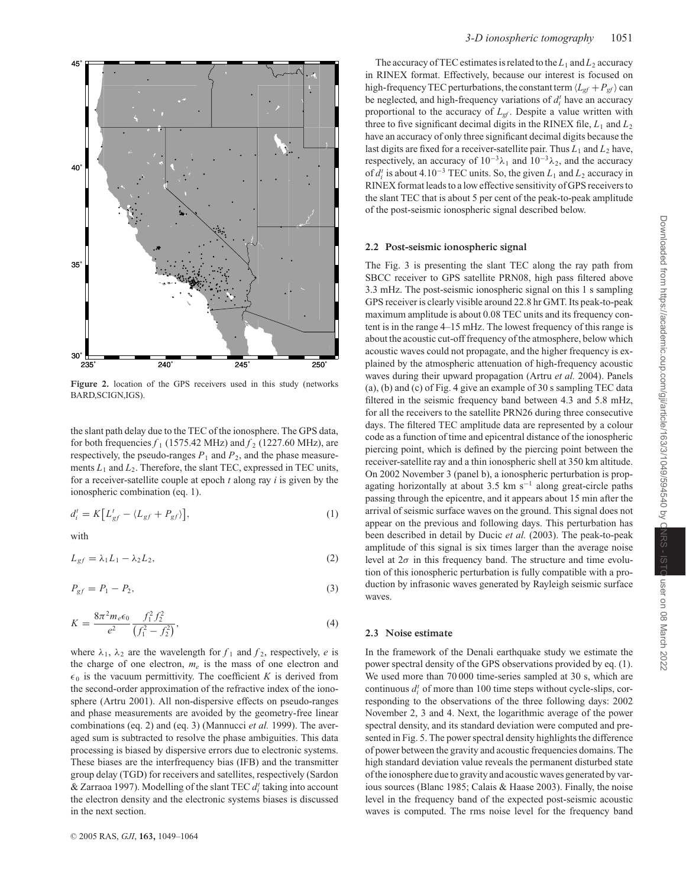**Figure 2.** location of the GPS receivers used in this study (networks BARD,SCIGN,IGS).

the slant path delay due to the TEC of the ionosphere. The GPS data, for both frequencies $f_1$ (1575.42 MHz) and $f_2$ (1227.60 MHz), are respectively, the pseudo-ranges $P_1$ and $P_2$, and the phase measurements $L_1$ and $L_2$. Therefore, the slant TEC, expressed in TEC units, for a receiver-satellite couple at epoch $t$ along ray $i$ is given by the ionospheric combination (eq. 1).

$$d_i^t = K\left[L_{gf}^t - \langle L_{gf} + P_{gf}\rangle\right], \tag{1}$$

with

$$L_{gf} = \lambda_1 L_1 - \lambda_2 L_2, \tag{2}$$

$$P_{gf} = P_1 - P_2, \tag{3}$$

$$K = \frac{8\pi^2 m_e \epsilon_0}{e^2} \frac{f_1^2 f_2^2}{\left(f_1^2 - f_2^2\right)}, \tag{4}$$

where $\lambda_1$, $\lambda_2$ are the wavelength for $f_1$ and $f_2$, respectively, $e$ is the charge of one electron, $m_e$ is the mass of one electron and $\epsilon_0$ is the vacuum permittivity. The coefficient $K$ is derived from the second-order approximation of the refractive index of the ionosphere (Artru 2001). All non-dispersive effects on pseudo-ranges and phase measurements are avoided by the geometry-free linear combinations (eq. 2) and (eq. 3) (Mannucci *et al.* 1999). The averaged sum is subtracted to resolve the phase ambiguities. This data processing is biased by dispersive errors due to electronic systems. These biases are the interfrequency bias (IFB) and the transmitter group delay (TGD) for receivers and satellites, respectively (Sardon & Zarraoa 1997). Modelling of the slant TEC $d_i^t$ taking into account the electron density and the electronic systems biases is discussed in the next section.

The accuracy of TEC estimates is related to the $L_1$ and $L_2$ accuracy in RINEX format. Effectively, because our interest is focused on high-frequency TEC perturbations, the constant term $\langle L_{gf} + P_{gf}\rangle$ can be neglected, and high-frequency variations of $d_i^t$ have an accuracy proportional to the accuracy of $L_{gf}$. Despite a value written with three to five significant decimal digits in the RINEX file, $L_1$ and $L_2$ have an accuracy of only three significant decimal digits because the last digits are fixed for a receiver-satellite pair. Thus $L_1$ and $L_2$ have, respectively, an accuracy of $10^{-3}\lambda_1$ and $10^{-3}\lambda_2$, and the accuracy of $d_i^t$ is about $4.10^{-3}$ TEC units. So, the given $L_1$ and $L_2$ accuracy in RINEX format leads to a low effective sensitivity of GPS receivers to the slant TEC that is about 5 per cent of the peak-to-peak amplitude of the post-seismic ionospheric signal described below.

### 2.2 Post-seismic ionospheric signal

The Fig. 3 is presenting the slant TEC along the ray path from SBCC receiver to GPS satellite PRN08, high pass filtered above 3.3 mHz. The post-seismic ionospheric signal on this 1 s sampling GPS receiver is clearly visible around 22.8 hr GMT. Its peak-to-peak maximum amplitude is about 0.08 TEC units and its frequency content is in the range 4–15 mHz. The lowest frequency of this range is about the acoustic cut-off frequency of the atmosphere, below which acoustic waves could not propagate, and the higher frequency is explained by the atmospheric attenuation of high-frequency acoustic waves during their upward propagation (Artru *et al.* 2004). Panels (a), (b) and (c) of Fig. 4 give an example of 30 s sampling TEC data filtered in the seismic frequency band between 4.3 and 5.8 mHz, for all the receivers to the satellite PRN26 during three consecutive days. The filtered TEC amplitude data are represented by a colour code as a function of time and epicentral distance of the ionospheric piercing point, which is defined by the piercing point between the receiver-satellite ray and a thin ionospheric shell at 350 km altitude. On 2002 November 3 (panel b), a ionospheric perturbation is propagating horizontally at about 3.5 km s$^{-1}$ along great-circle paths passing through the epicentre, and it appears about 15 min after the arrival of seismic surface waves on the ground. This signal does not appear on the previous and following days. This perturbation has been described in detail by Ducic *et al.* (2003). The peak-to-peak amplitude of this signal is six times larger than the average noise level at $2\sigma$ in this frequency band. The structure and time evolution of this ionospheric perturbation is fully compatible with a production by infrasonic waves generated by Rayleigh seismic surface waves.

### 2.3 Noise estimate

In the framework of the Denali earthquake study we estimate the power spectral density of the GPS observations provided by eq. (1). We used more than 70 000 time-series sampled at 30 s, which are continuous $d_i^t$ of more than 100 time steps without cycle-slips, corresponding to the observations of the three following days: 2002 November 2, 3 and 4. Next, the logarithmic average of the power spectral density, and its standard deviation were computed and presented in Fig. 5. The power spectral density highlights the difference of power between the gravity and acoustic frequencies domains. The high standard deviation value reveals the permanent disturbed state of the ionosphere due to gravity and acoustic waves generated by various sources (Blanc 1985; Calais & Haase 2003). Finally, the noise level in the frequency band of the expected post-seismic acoustic waves is computed. The rms noise level for the frequency band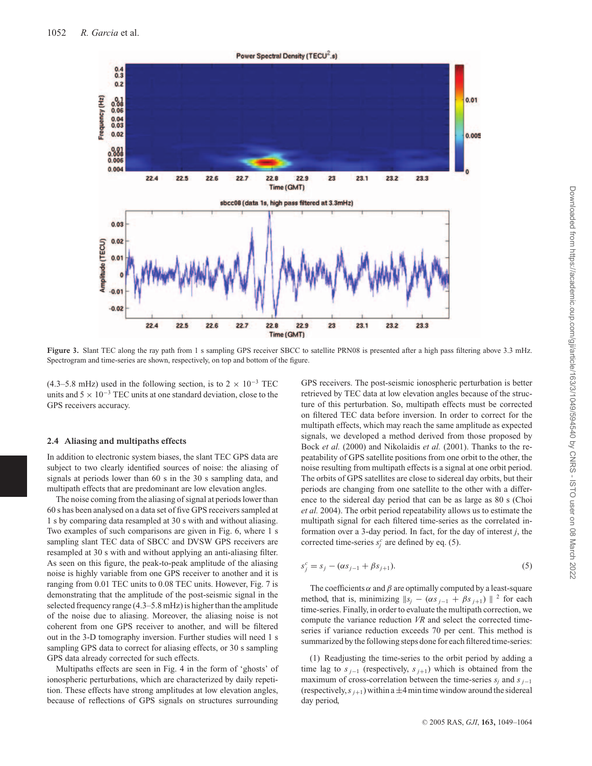**Figure 3.** Slant TEC along the ray path from 1 s sampling GPS receiver SBCC to satellite PRN08 is presented after a high pass filtering above 3.3 mHz. Spectrogram and time-series are shown, respectively, on top and bottom of the figure.

(4.3–5.8 mHz) used in the following section, is to $2 \times 10^{-3}$ TEC units and $5 \times 10^{-3}$ TEC units at one standard deviation, close to the GPS receivers accuracy.

### 2.4 Aliasing and multipaths effects

In addition to electronic system biases, the slant TEC GPS data are subject to two clearly identified sources of noise: the aliasing of signals at periods lower than 60 s in the 30 s sampling data, and multipath effects that are predominant are low elevation angles.

The noise coming from the aliasing of signal at periods lower than 60 s has been analysed on a data set of five GPS receivers sampled at 1 s by comparing data resampled at 30 s with and without aliasing. Two examples of such comparisons are given in Fig. 6, where 1 s sampling slant TEC data of SBCC and DVSW GPS receivers are resampled at 30 s with and without applying an anti-aliasing filter. As seen on this figure, the peak-to-peak amplitude of the aliasing noise is highly variable from one GPS receiver to another and it is ranging from 0.01 TEC units to 0.08 TEC units. However, Fig. 7 is demonstrating that the amplitude of the post-seismic signal in the selected frequency range (4.3–5.8 mHz) is higher than the amplitude of the noise due to aliasing. Moreover, the aliasing noise is not coherent from one GPS receiver to another, and will be filtered out in the 3-D tomography inversion. Further studies will need 1 s sampling GPS data to correct for aliasing effects, or 30 s sampling GPS data already corrected for such effects.

Multipaths effects are seen in Fig. 4 in the form of 'ghosts' of ionospheric perturbations, which are characterized by daily repetition. These effects have strong amplitudes at low elevation angles, because of reflections of GPS signals on structures surrounding GPS receivers. The post-seismic ionospheric perturbation is better retrieved by TEC data at low elevation angles because of the structure of this perturbation. So, multipath effects must be corrected on filtered TEC data before inversion. In order to correct for the multipath effects, which may reach the same amplitude as expected signals, we developed a method derived from those proposed by Bock *et al.* (2000) and Nikolaidis *et al.* (2001). Thanks to the repeatability of GPS satellite positions from one orbit to the other, the noise resulting from multipath effects is a signal at one orbit period. The orbits of GPS satellites are close to sidereal day orbits, but their periods are changing from one satellite to the other with a difference to the sidereal day period that can be as large as 80 s (Choi *et al.* 2004). The orbit period repeatability allows us to estimate the multipath signal for each filtered time-series as the correlated information over a 3-day period. In fact, for the day of interest $j$, the corrected time-series $s_j^c$ are defined by eq. (5).

$$s_j^c = s_j - (\alpha s_{j-1} + \beta s_{j+1}). \tag{5}$$

The coefficients $\alpha$ and $\beta$ are optimally computed by a least-square method, that is, minimizing $\| s_j - (\alpha s_{j-1} + \beta s_{j+1}) \|^2$ for each time-series. Finally, in order to evaluate the multipath correction, we compute the variance reduction *VR* and select the corrected time-series if variance reduction exceeds 70 per cent. This method is summarized by the following steps done for each filtered time-series:

(1) Readjusting the time-series to the orbit period by adding a time lag to $s_{j-1}$ (respectively, $s_{j+1}$) which is obtained from the maximum of cross-correlation between the time-series $s_j$ and $s_{j-1}$ (respectively, $s_{j+1}$) within a $\pm 4$ min time window around the sidereal day period,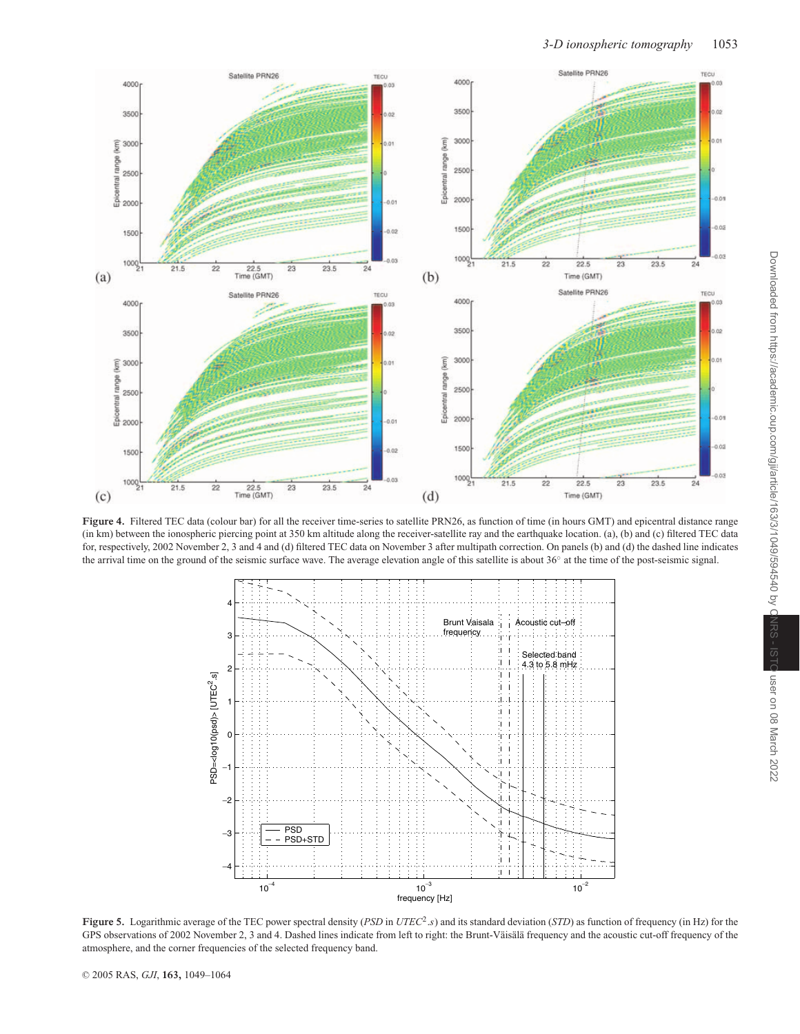**Figure 4.** Filtered TEC data (colour bar) for all the receiver time-series to satellite PRN26, as function of time (in hours GMT) and epicentral distance range (in km) between the ionospheric piercing point at 350 km altitude along the receiver-satellite ray and the earthquake location. (a), (b) and (c) filtered TEC data for, respectively, 2002 November 2, 3 and 4 and (d) filtered TEC data on November 3 after multipath correction. On panels (b) and (d) the dashed line indicates the arrival time on the ground of the seismic surface wave. The average elevation angle of this satellite is about 36° at the time of the post-seismic signal.

**Figure 5.** Logarithmic average of the TEC power spectral density (*PSD* in $UTEC^2.s$) and its standard deviation (*STD*) as function of frequency (in Hz) for the GPS observations of 2002 November 2, 3 and 4. Dashed lines indicate from left to right: the Brunt-Väisälä frequency and the acoustic cut-off frequency of the atmosphere, and the corner frequencies of the selected frequency band.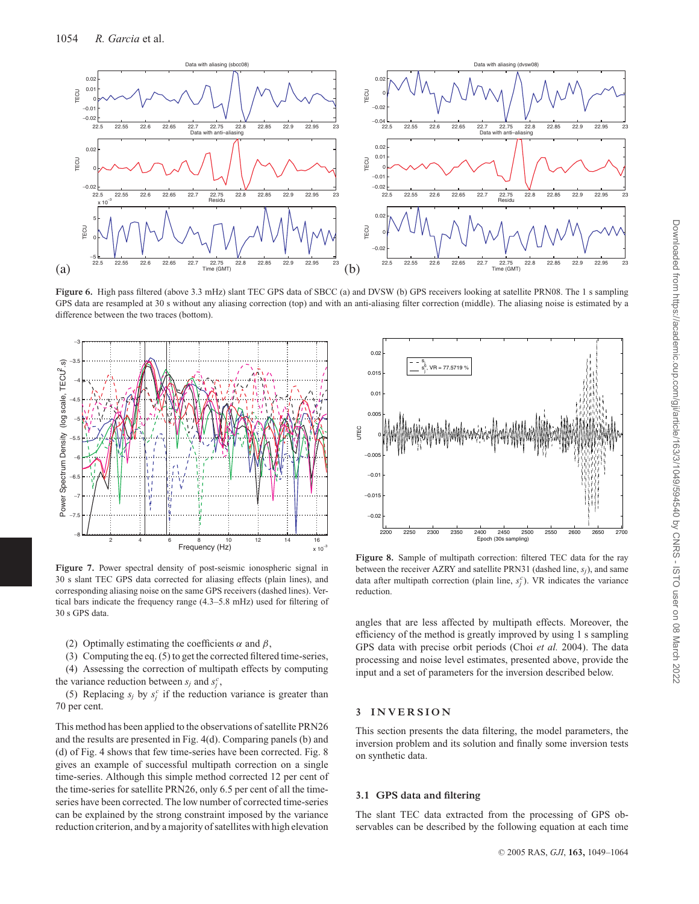**Figure 6.** High pass filtered (above 3.3 mHz) slant TEC GPS data of SBCC (a) and DVSW (b) GPS receivers looking at satellite PRN08. The 1 s sampling GPS data are resampled at 30 s without any aliasing correction (top) and with an anti-aliasing filter correction (middle). The aliasing noise is estimated by a difference between the two traces (bottom).

**Figure 7.** Power spectral density of post-seismic ionospheric signal in 30 s slant TEC GPS data corrected for aliasing effects (plain lines), and corresponding aliasing noise on the same GPS receivers (dashed lines). Vertical bars indicate the frequency range (4.3–5.8 mHz) used for filtering of 30 s GPS data.

(2) Optimally estimating the coefficients $\alpha$ and $\beta$,

(3) Computing the eq. (5) to get the corrected filtered time-series,

(4) Assessing the correction of multipath effects by computing the variance reduction between $s_j$ and $s_j^c$,

(5) Replacing $s_j$ by $s_j^c$ if the reduction variance is greater than 70 per cent.

This method has been applied to the observations of satellite PRN26 and the results are presented in Fig. 4(d). Comparing panels (b) and (d) of Fig. 4 shows that few time-series have been corrected. Fig. 8 gives an example of successful multipath correction on a single time-series. Although this simple method corrected 12 per cent of the time-series for satellite PRN26, only 6.5 per cent of all the time-series have been corrected. The low number of corrected time-series can be explained by the strong constraint imposed by the variance reduction criterion, and by a majority of satellites with high elevation angles that are less affected by multipath effects. Moreover, the efficiency of the method is greatly improved by using 1 s sampling GPS data with precise orbit periods (Choi *et al.* 2004). The data processing and noise level estimates, presented above, provide the input and a set of parameters for the inversion described below.

**Figure 8.** Sample of multipath correction: filtered TEC data for the ray between the receiver AZRY and satellite PRN31 (dashed line, $s_j$), and same data after multipath correction (plain line, $s_j^c$). VR indicates the variance reduction.

## 3 INVERSION

This section presents the data filtering, the model parameters, the inversion problem and its solution and finally some inversion tests on synthetic data.

### 3.1 GPS data and filtering

The slant TEC data extracted from the processing of GPS observables can be described by the following equation at each time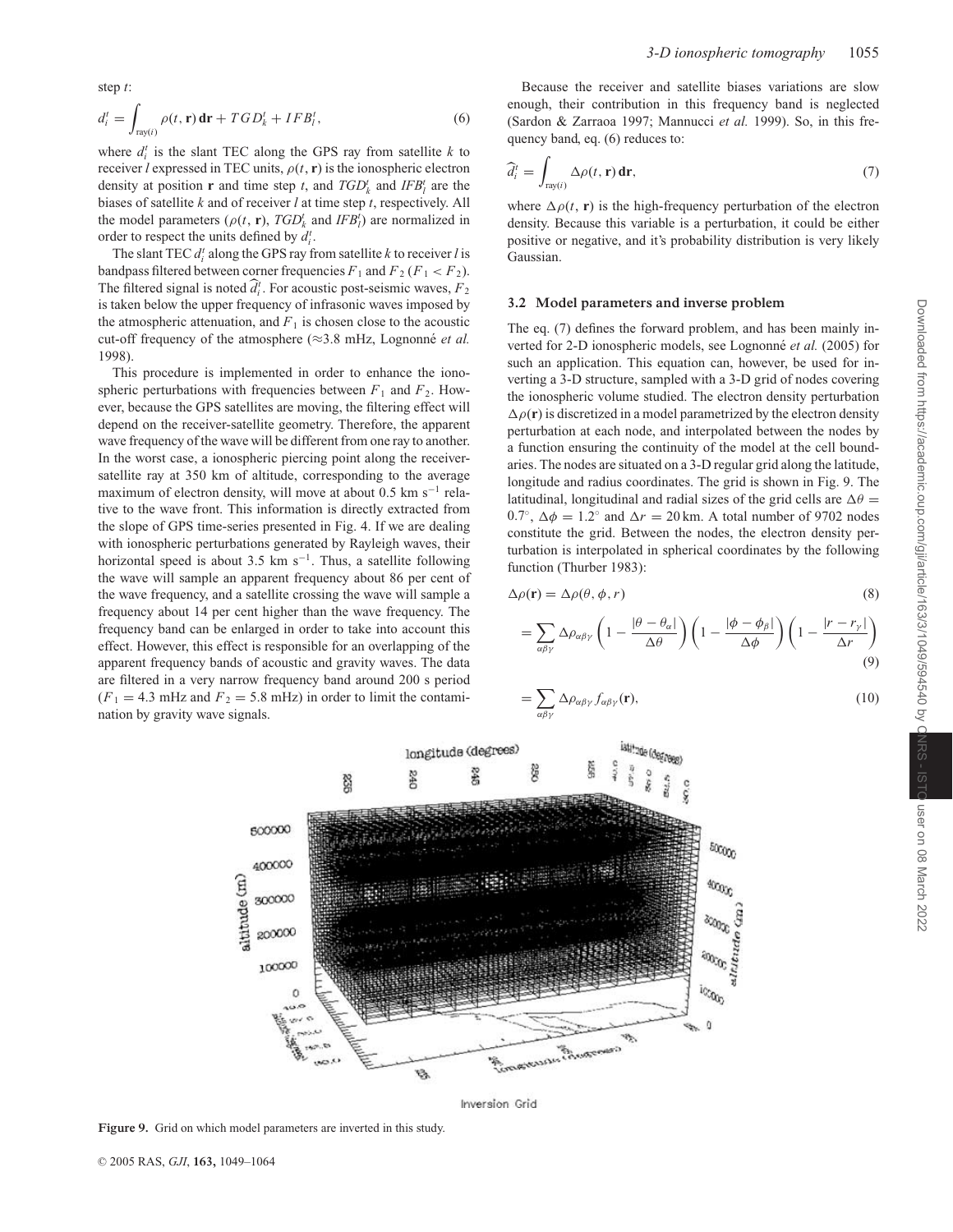step $t$:

$$d_i^t = \int_{\mathrm{ray}(i)} \rho(t, \mathbf{r})\, \mathbf{dr} + TGD_k^t + IFB_l^t, \tag{6}$$

where $d_i^t$ is the slant TEC along the GPS ray from satellite $k$ to receiver $l$ expressed in TEC units, $\rho(t, \mathbf{r})$ is the ionospheric electron density at position $\mathbf{r}$ and time step $t$, and $TGD_k^t$ and $IFB_l^t$ are the biases of satellite $k$ and of receiver $l$ at time step $t$, respectively. All the model parameters ($\rho(t, \mathbf{r})$, $TGD_k^t$ and $IFB_l^t$) are normalized in order to respect the units defined by $d_i^t$.

The slant TEC $d_i^t$ along the GPS ray from satellite $k$ to receiver $l$ is bandpass filtered between corner frequencies $F_1$ and $F_2$ ($F_1 < F_2$). The filtered signal is noted $\widehat{d_i^t}$. For acoustic post-seismic waves, $F_2$ is taken below the upper frequency of infrasonic waves imposed by the atmospheric attenuation, and $F_1$ is chosen close to the acoustic cut-off frequency of the atmosphere (≈3.8 mHz, Lognonné *et al.* 1998).

This procedure is implemented in order to enhance the ionospheric perturbations with frequencies between $F_1$ and $F_2$. However, because the GPS satellites are moving, the filtering effect will depend on the receiver-satellite geometry. Therefore, the apparent wave frequency of the wave will be different from one ray to another. In the worst case, a ionospheric piercing point along the receiver-satellite ray at 350 km of altitude, corresponding to the average maximum of electron density, will move at about 0.5 km s$^{-1}$ relative to the wave front. This information is directly extracted from the slope of GPS time-series presented in Fig. 4. If we are dealing with ionospheric perturbations generated by Rayleigh waves, their horizontal speed is about 3.5 km s$^{-1}$. Thus, a satellite following the wave will sample an apparent frequency about 86 per cent of the wave frequency, and a satellite crossing the wave will sample a frequency about 14 per cent higher than the wave frequency. The frequency band can be enlarged in order to take into account this effect. However, this effect is responsible for an overlapping of the apparent frequency bands of acoustic and gravity waves. The data are filtered in a very narrow frequency band around 200 s period ($F_1 = 4.3$ mHz and $F_2 = 5.8$ mHz) in order to limit the contamination by gravity wave signals.

Because the receiver and satellite biases variations are slow enough, their contribution in this frequency band is neglected (Sardon & Zarraoa 1997; Mannucci *et al.* 1999). So, in this frequency band, eq. (6) reduces to:

$$\widehat{d_i^t} = \int_{\mathrm{ray}(i)} \Delta\rho(t, \mathbf{r})\, \mathbf{dr}, \tag{7}$$

where $\Delta\rho(t, \mathbf{r})$ is the high-frequency perturbation of the electron density. Because this variable is a perturbation, it could be either positive or negative, and it's probability distribution is very likely Gaussian.

### 3.2 Model parameters and inverse problem

The eq. (7) defines the forward problem, and has been mainly inverted for 2-D ionospheric models, see Lognonné *et al.* (2005) for such an application. This equation can, however, be used for inverting a 3-D structure, sampled with a 3-D grid of nodes covering the ionospheric volume studied. The electron density perturbation $\Delta\rho(\mathbf{r})$ is discretized in a model parametrized by the electron density perturbation at each node, and interpolated between the nodes by a function ensuring the continuity of the model at the cell boundaries. The nodes are situated on a 3-D regular grid along the latitude, longitude and radius coordinates. The grid is shown in Fig. 9. The latitudinal, longitudinal and radial sizes of the grid cells are $\Delta\theta = 0.7^\circ$, $\Delta\phi = 1.2^\circ$ and $\Delta r = 20$ km. A total number of 9702 nodes constitute the grid. Between the nodes, the electron density perturbation is interpolated in spherical coordinates by the following function (Thurber 1983):

$$\Delta\rho(\mathbf{r}) = \Delta\rho(\theta, \phi, r) \tag{8}$$

$$= \sum_{\alpha\beta\gamma} \Delta\rho_{\alpha\beta\gamma} \left(1 - \frac{|\theta - \theta_\alpha|}{\Delta\theta}\right)\left(1 - \frac{|\phi - \phi_\beta|}{\Delta\phi}\right)\left(1 - \frac{|r - r_\gamma|}{\Delta r}\right) \tag{9}$$

$$= \sum_{\alpha\beta\gamma} \Delta\rho_{\alpha\beta\gamma} f_{\alpha\beta\gamma}(\mathbf{r}), \tag{10}$$

**Figure 9.** Grid on which model parameters are inverted in this study.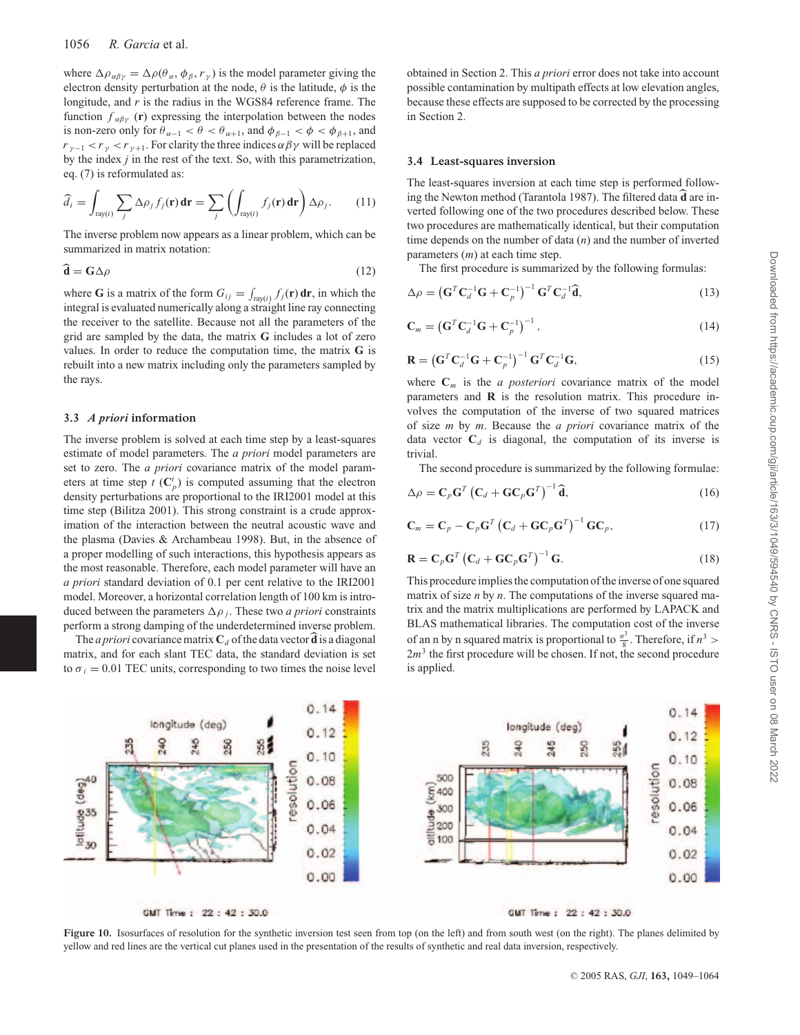where $\Delta\rho_{\alpha\beta\gamma} = \Delta\rho(\theta_\alpha, \phi_\beta, r_\gamma)$ is the model parameter giving the electron density perturbation at the node, $\theta$ is the latitude, $\phi$ is the longitude, and $r$ is the radius in the WGS84 reference frame. The function $f_{\alpha\beta\gamma}(\mathbf{r})$ expressing the interpolation between the nodes is non-zero only for $\theta_{\alpha-1} < \theta < \theta_{\alpha+1}$, and $\phi_{\beta-1} < \phi < \phi_{\beta+1}$, and $r_{\gamma-1} < r_\gamma < r_{\gamma+1}$. For clarity the three indices $\alpha\beta\gamma$ will be replaced by the index $j$ in the rest of the text. So, with this parametrization, eq. (7) is reformulated as:

$$\widehat{d}_i = \int_{\mathrm{ray}(i)} \sum_j \Delta\rho_j f_j(\mathbf{r})\,\mathbf{dr} = \sum_j \left( \int_{\mathrm{ray}(i)} f_j(\mathbf{r})\,\mathbf{dr} \right) \Delta\rho_j. \tag{11}$$

The inverse problem now appears as a linear problem, which can be summarized in matrix notation:

$$\widehat{\mathbf{d}} = \mathbf{G}\Delta\rho \tag{12}$$

where $\mathbf{G}$ is a matrix of the form $G_{ij} = \int_{\mathrm{ray}(i)} f_j(\mathbf{r})\,\mathbf{dr}$, in which the integral is evaluated numerically along a straight line ray connecting the receiver to the satellite. Because not all the parameters of the grid are sampled by the data, the matrix $\mathbf{G}$ includes a lot of zero values. In order to reduce the computation time, the matrix $\mathbf{G}$ is rebuilt into a new matrix including only the parameters sampled by the rays.

### 3.3 *A priori* information

The inverse problem is solved at each time step by a least-squares estimate of model parameters. The *a priori* model parameters are set to zero. The *a priori* covariance matrix of the model parameters at time step $t$ ($\mathbf{C}_p^t$) is computed assuming that the electron density perturbations are proportional to the IRI2001 model at this time step (Bilitza 2001). This strong constraint is a crude approximation of the interaction between the neutral acoustic wave and the plasma (Davies & Archambeau 1998). But, in the absence of a proper modelling of such interactions, this hypothesis appears as the most reasonable. Therefore, each model parameter will have an *a priori* standard deviation of 0.1 per cent relative to the IRI2001 model. Moreover, a horizontal correlation length of 100 km is introduced between the parameters $\Delta\rho_j$. These two *a priori* constraints perform a strong damping of the underdetermined inverse problem.

The *a priori* covariance matrix $\mathbf{C}_d$ of the data vector $\widehat{\mathbf{d}}$ is a diagonal matrix, and for each slant TEC data, the standard deviation is set to $\sigma_i = 0.01$ TEC units, corresponding to two times the noise level obtained in Section 2. This *a priori* error does not take into account possible contamination by multipath effects at low elevation angles, because these effects are supposed to be corrected by the processing in Section 2.

### 3.4 Least-squares inversion

The least-squares inversion at each time step is performed following the Newton method (Tarantola 1987). The filtered data $\widehat{\mathbf{d}}$ are inverted following one of the two procedures described below. These two procedures are mathematically identical, but their computation time depends on the number of data ($n$) and the number of inverted parameters ($m$) at each time step.

The first procedure is summarized by the following formulas:

$$\Delta\rho = \left(\mathbf{G}^T\mathbf{C}_d^{-1}\mathbf{G} + \mathbf{C}_p^{-1}\right)^{-1}\mathbf{G}^T\mathbf{C}_d^{-1}\widehat{\mathbf{d}}, \tag{13}$$

$$\mathbf{C}_m = \left(\mathbf{G}^T\mathbf{C}_d^{-1}\mathbf{G} + \mathbf{C}_p^{-1}\right)^{-1}, \tag{14}$$

$$\mathbf{R} = \left(\mathbf{G}^T\mathbf{C}_d^{-1}\mathbf{G} + \mathbf{C}_p^{-1}\right)^{-1}\mathbf{G}^T\mathbf{C}_d^{-1}\mathbf{G}, \tag{15}$$

where $\mathbf{C}_m$ is the *a posteriori* covariance matrix of the model parameters and $\mathbf{R}$ is the resolution matrix. This procedure involves the computation of the inverse of two squared matrices of size $m$ by $m$. Because the *a priori* covariance matrix of the data vector $\mathbf{C}_d$ is diagonal, the computation of its inverse is trivial.

The second procedure is summarized by the following formulae:

$$\Delta\rho = \mathbf{C}_p\mathbf{G}^T\left(\mathbf{C}_d + \mathbf{G}\mathbf{C}_p\mathbf{G}^T\right)^{-1}\widehat{\mathbf{d}}, \tag{16}$$

$$\mathbf{C}_m = \mathbf{C}_p - \mathbf{C}_p\mathbf{G}^T\left(\mathbf{C}_d + \mathbf{G}\mathbf{C}_p\mathbf{G}^T\right)^{-1}\mathbf{G}\mathbf{C}_p, \tag{17}$$

$$\mathbf{R} = \mathbf{C}_p\mathbf{G}^T\left(\mathbf{C}_d + \mathbf{G}\mathbf{C}_p\mathbf{G}^T\right)^{-1}\mathbf{G}. \tag{18}$$

This procedure implies the computation of the inverse of one squared matrix of size $n$ by $n$. The computations of the inverse squared matrix and the matrix multiplications are performed by LAPACK and BLAS mathematical libraries. The computation cost of the inverse of an n by n squared matrix is proportional to $\frac{n^3}{8}$. Therefore, if $n^3 > 2m^3$ the first procedure will be chosen. If not, the second procedure is applied.

**Figure 10.** Isosurfaces of resolution for the synthetic inversion test seen from top (on the left) and from south west (on the right). The planes delimited by yellow and red lines are the vertical cut planes used in the presentation of the results of synthetic and real data inversion, respectively.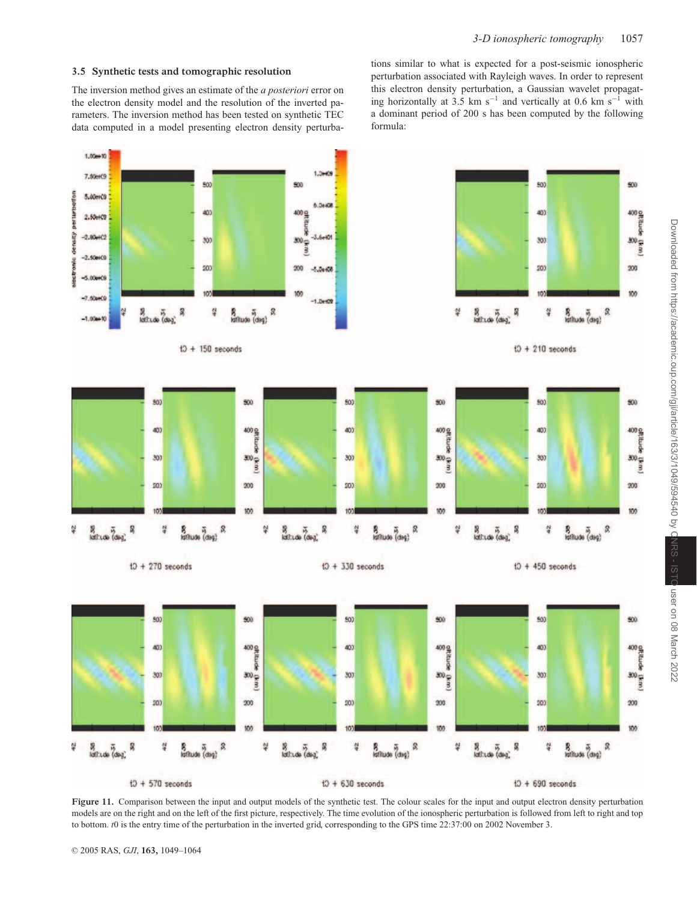### 3.5 Synthetic tests and tomographic resolution

The inversion method gives an estimate of the *a posteriori* error on the electron density model and the resolution of the inverted parameters. The inversion method has been tested on synthetic TEC data computed in a model presenting electron density perturbations similar to what is expected for a post-seismic ionospheric perturbation associated with Rayleigh waves. In order to represent this electron density perturbation, a Gaussian wavelet propagating horizontally at 3.5 km $s^{-1}$ and vertically at 0.6 km $s^{-1}$ with a dominant period of 200 s has been computed by the following formula:

**Figure 11.** Comparison between the input and output models of the synthetic test. The colour scales for the input and output electron density perturbation models are on the right and on the left of the first picture, respectively. The time evolution of the ionospheric perturbation is followed from left to right and top to bottom. *t*0 is the entry time of the perturbation in the inverted grid, corresponding to the GPS time 22:37:00 on 2002 November 3.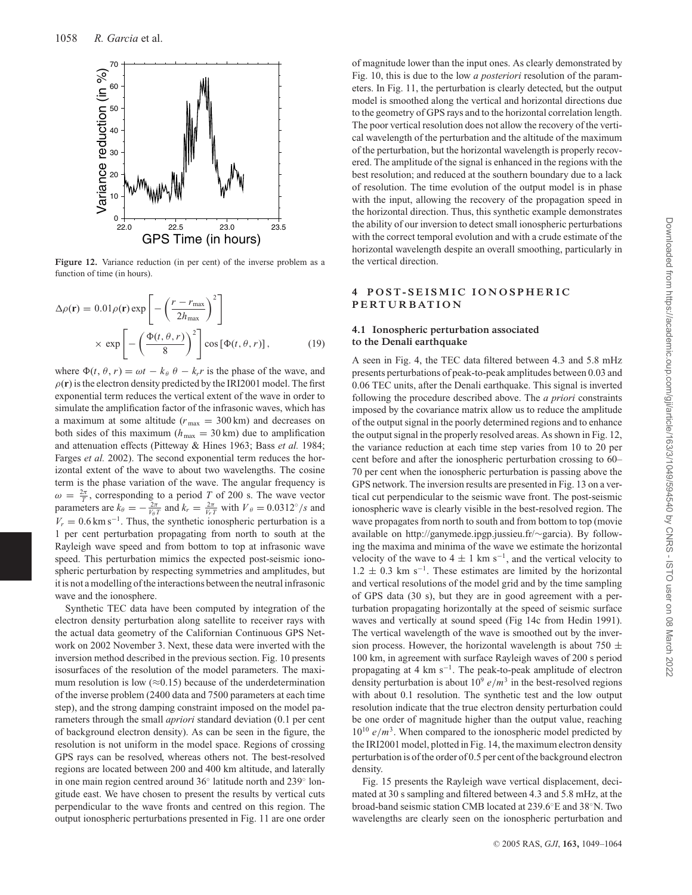Figure 12. Variance reduction (in per cent) of the inverse problem as a function of time (in hours).

$$\Delta\rho(\mathbf{r}) = 0.01\rho(\mathbf{r}) \exp\left[-\left(\frac{r - r_{\max}}{2h_{\max}}\right)^2\right] \times \exp\left[-\left(\frac{\Phi(t, \theta, r)}{8}\right)^2\right] \cos\left[\Phi(t, \theta, r)\right], \quad (19)$$

where $\Phi(t, \theta, r) = \omega t - k_\theta \theta - k_r r$ is the phase of the wave, and $\rho(\mathbf{r})$ is the electron density predicted by the IRI2001 model. The first exponential term reduces the vertical extent of the wave in order to simulate the amplification factor of the infrasonic waves, which has a maximum at some altitude ($r_{\max} = 300$ km) and decreases on both sides of this maximum ($h_{\max} = 30$ km) due to amplification and attenuation effects (Pitteway & Hines 1963; Bass *et al.* 1984; Farges *et al.* 2002). The second exponential term reduces the horizontal extent of the wave to about two wavelengths. The cosine term is the phase variation of the wave. The angular frequency is $\omega = \frac{2\pi}{T}$, corresponding to a period $T$ of 200 s. The wave vector parameters are $k_\theta = -\frac{2\pi}{V_\theta T}$ and $k_r = \frac{2\pi}{V_r T}$ with $V_\theta = 0.0312^\circ/s$ and $V_r = 0.6\,\mathrm{km\,s^{-1}}$. Thus, the synthetic ionospheric perturbation is a 1 per cent perturbation propagating from north to south at the Rayleigh wave speed and from bottom to top at infrasonic wave speed. This perturbation mimics the expected post-seismic ionospheric perturbation by respecting symmetries and amplitudes, but it is not a modelling of the interactions between the neutral infrasonic wave and the ionosphere.

Synthetic TEC data have been computed by integration of the electron density perturbation along satellite to receiver rays with the actual data geometry of the Californian Continuous GPS Network on 2002 November 3. Next, these data were inverted with the inversion method described in the previous section. Fig. 10 presents isosurfaces of the resolution of the model parameters. The maximum resolution is low ($\approx$0.15) because of the underdetermination of the inverse problem (2400 data and 7500 parameters at each time step), and the strong damping constraint imposed on the model parameters through the small *apriori* standard deviation (0.1 per cent of background electron density). As can be seen in the figure, the resolution is not uniform in the model space. Regions of crossing GPS rays can be resolved, whereas others not. The best-resolved regions are located between 200 and 400 km altitude, and laterally in one main region centred around 36° latitude north and 239° longitude east. We have chosen to present the results by vertical cuts perpendicular to the wave fronts and centred on this region. The output ionospheric perturbations presented in Fig. 11 are one order of magnitude lower than the input ones. As clearly demonstrated by Fig. 10, this is due to the low *a posteriori* resolution of the parameters. In Fig. 11, the perturbation is clearly detected, but the output model is smoothed along the vertical and horizontal directions due to the geometry of GPS rays and to the horizontal correlation length. The poor vertical resolution does not allow the recovery of the vertical wavelength of the perturbation and the altitude of the maximum of the perturbation, but the horizontal wavelength is properly recovered. The amplitude of the signal is enhanced in the regions with the best resolution; and reduced at the southern boundary due to a lack of resolution. The time evolution of the output model is in phase with the input, allowing the recovery of the propagation speed in the horizontal direction. Thus, this synthetic example demonstrates the ability of our inversion to detect small ionospheric perturbations with the correct temporal evolution and with a crude estimate of the horizontal wavelength despite an overall smoothing, particularly in the vertical direction.

## 4 POST-SEISMIC IONOSPHERIC PERTURBATION

### 4.1 Ionospheric perturbation associated to the Denali earthquake

A seen in Fig. 4, the TEC data filtered between 4.3 and 5.8 mHz presents perturbations of peak-to-peak amplitudes between 0.03 and 0.06 TEC units, after the Denali earthquake. This signal is inverted following the procedure described above. The *a priori* constraints imposed by the covariance matrix allow us to reduce the amplitude of the output signal in the poorly determined regions and to enhance the output signal in the properly resolved areas. As shown in Fig. 12, the variance reduction at each time step varies from 10 to 20 per cent before and after the ionospheric perturbation crossing to 60–70 per cent when the ionospheric perturbation is passing above the GPS network. The inversion results are presented in Fig. 13 on a vertical cut perpendicular to the seismic wave front. The post-seismic ionospheric wave is clearly visible in the best-resolved region. The wave propagates from north to south and from bottom to top (movie available on http://ganymede.ipgp.jussieu.fr/~garcia). By following the maxima and minima of the wave we estimate the horizontal velocity of the wave to $4 \pm 1$ km s$^{-1}$, and the vertical velocity to $1.2 \pm 0.3$ km s$^{-1}$. These estimates are limited by the horizontal and vertical resolutions of the model grid and by the time sampling of GPS data (30 s), but they are in good agreement with a perturbation propagating horizontally at the speed of seismic surface waves and vertically at sound speed (Fig 14c from Hedin 1991). The vertical wavelength of the wave is smoothed out by the inversion process. However, the horizontal wavelength is about $750 \pm 100$ km, in agreement with surface Rayleigh waves of 200 s period propagating at 4 km s$^{-1}$. The peak-to-peak amplitude of electron density perturbation is about $10^9\ e/m^3$ in the best-resolved regions with about 0.1 resolution. The synthetic test and the low output resolution indicate that the true electron density perturbation could be one order of magnitude higher than the output value, reaching $10^{10}\ e/m^3$. When compared to the ionospheric model predicted by the IRI2001 model, plotted in Fig. 14, the maximum electron density perturbation is of the order of 0.5 per cent of the background electron density.

Fig. 15 presents the Rayleigh wave vertical displacement, decimated at 30 s sampling and filtered between 4.3 and 5.8 mHz, at the broad-band seismic station CMB located at 239.6°E and 38°N. Two wavelengths are clearly seen on the ionospheric perturbation and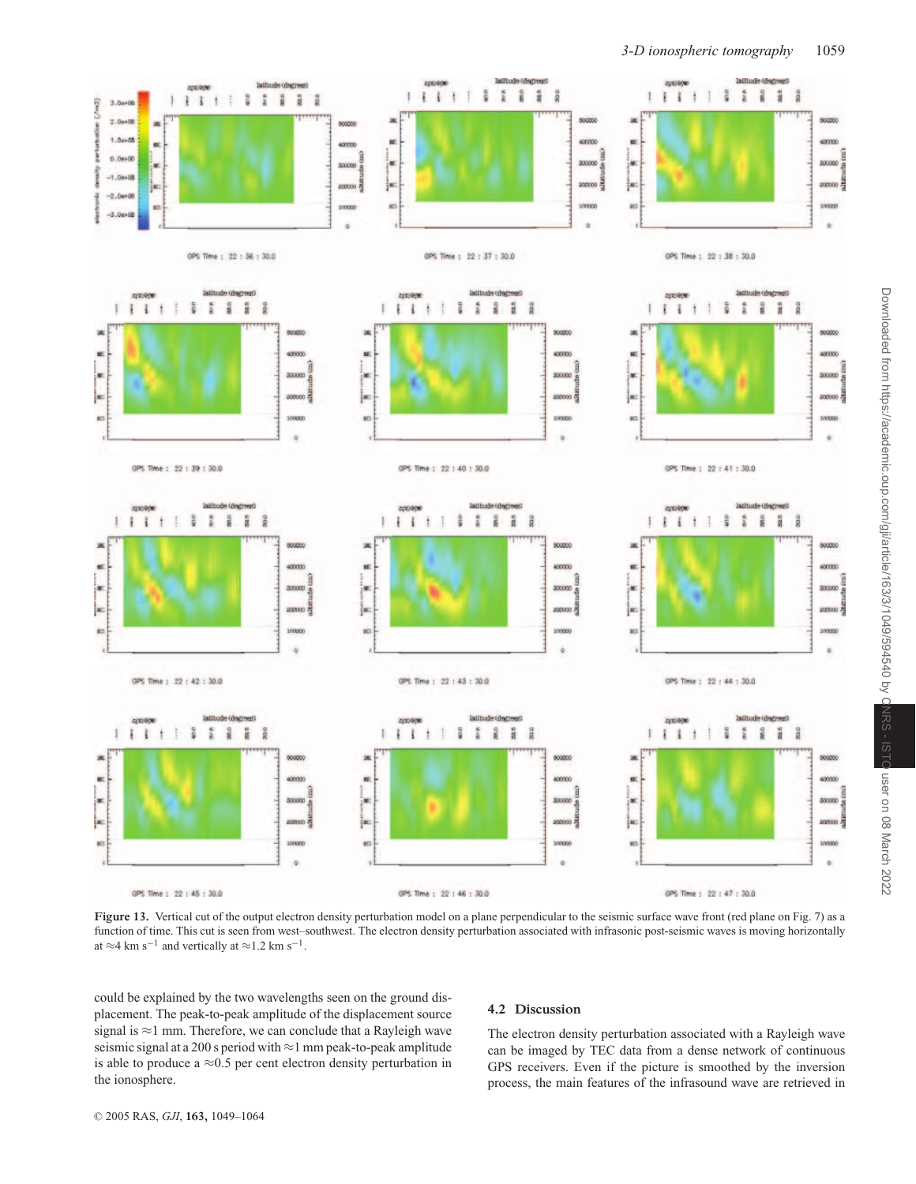**Figure 13.** Vertical cut of the output electron density perturbation model on a plane perpendicular to the seismic surface wave front (red plane on Fig. 7) as a function of time. This cut is seen from west–southwest. The electron density perturbation associated with infrasonic post-seismic waves is moving horizontally at $\approx$4 km s$^{-1}$ and vertically at $\approx$1.2 km s$^{-1}$.

could be explained by the two wavelengths seen on the ground displacement. The peak-to-peak amplitude of the displacement source signal is $\approx$1 mm. Therefore, we can conclude that a Rayleigh wave seismic signal at a 200 s period with $\approx$1 mm peak-to-peak amplitude is able to produce a $\approx$0.5 per cent electron density perturbation in the ionosphere.

### 4.2 Discussion

The electron density perturbation associated with a Rayleigh wave can be imaged by TEC data from a dense network of continuous GPS receivers. Even if the picture is smoothed by the inversion process, the main features of the infrasound wave are retrieved in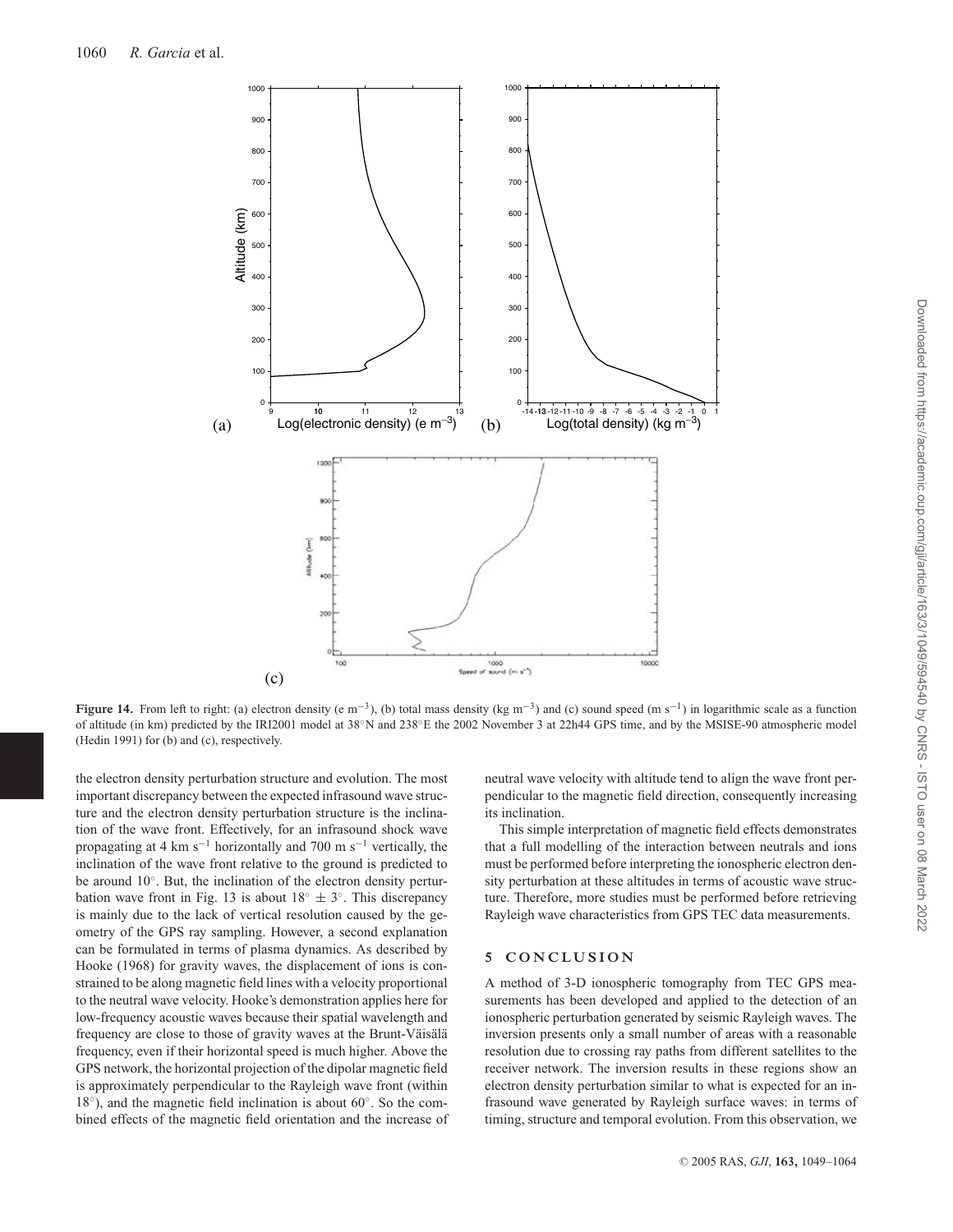Figure 14. From left to right: (a) electron density (e m$^{-3}$), (b) total mass density (kg m$^{-3}$) and (c) sound speed (m s$^{-1}$) in logarithmic scale as a function of altitude (in km) predicted by the IRI2001 model at 38°N and 238°E the 2002 November 3 at 22h44 GPS time, and by the MSISE-90 atmospheric model (Hedin 1991) for (b) and (c), respectively.

the electron density perturbation structure and evolution. The most important discrepancy between the expected infrasound wave structure and the electron density perturbation structure is the inclination of the wave front. Effectively, for an infrasound shock wave propagating at 4 km s$^{-1}$ horizontally and 700 m s$^{-1}$ vertically, the inclination of the wave front relative to the ground is predicted to be around 10°. But, the inclination of the electron density perturbation wave front in Fig. 13 is about 18° ± 3°. This discrepancy is mainly due to the lack of vertical resolution caused by the geometry of the GPS ray sampling. However, a second explanation can be formulated in terms of plasma dynamics. As described by Hooke (1968) for gravity waves, the displacement of ions is constrained to be along magnetic field lines with a velocity proportional to the neutral wave velocity. Hooke's demonstration applies here for low-frequency acoustic waves because their spatial wavelength and frequency are close to those of gravity waves at the Brunt-Väisälä frequency, even if their horizontal speed is much higher. Above the GPS network, the horizontal projection of the dipolar magnetic field is approximately perpendicular to the Rayleigh wave front (within 18°), and the magnetic field inclination is about 60°. So the combined effects of the magnetic field orientation and the increase of neutral wave velocity with altitude tend to align the wave front perpendicular to the magnetic field direction, consequently increasing its inclination.

This simple interpretation of magnetic field effects demonstrates that a full modelling of the interaction between neutrals and ions must be performed before interpreting the ionospheric electron density perturbation at these altitudes in terms of acoustic wave structure. Therefore, more studies must be performed before retrieving Rayleigh wave characteristics from GPS TEC data measurements.

## 5 CONCLUSION

A method of 3-D ionospheric tomography from TEC GPS measurements has been developed and applied to the detection of an ionospheric perturbation generated by seismic Rayleigh waves. The inversion presents only a small number of areas with a reasonable resolution due to crossing ray paths from different satellites to the receiver network. The inversion results in these regions show an electron density perturbation similar to what is expected for an infrasound wave generated by Rayleigh surface waves: in terms of timing, structure and temporal evolution. From this observation, we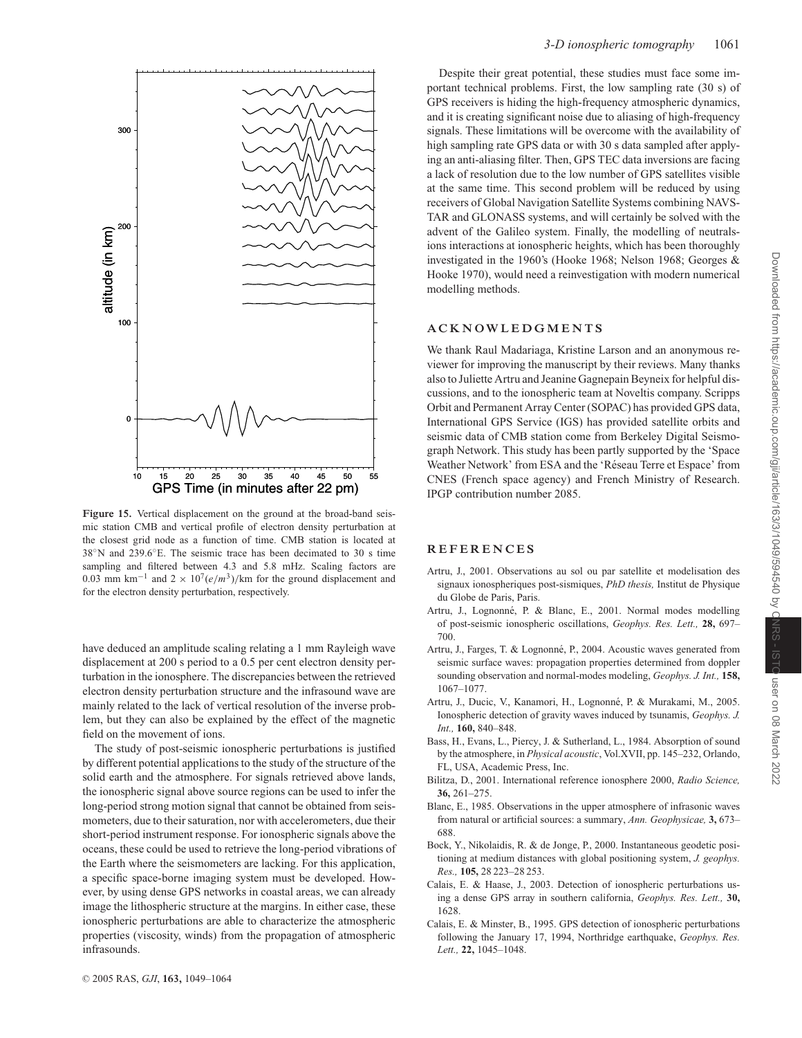**Figure 15.** Vertical displacement on the ground at the broad-band seismic station CMB and vertical profile of electron density perturbation at the closest grid node as a function of time. CMB station is located at 38°N and 239.6°E. The seismic trace has been decimated to 30 s time sampling and filtered between 4.3 and 5.8 mHz. Scaling factors are 0.03 mm km$^{-1}$ and $2 \times 10^7 (e/m^3)$/km for the ground displacement and for the electron density perturbation, respectively.

have deduced an amplitude scaling relating a 1 mm Rayleigh wave displacement at 200 s period to a 0.5 per cent electron density perturbation in the ionosphere. The discrepancies between the retrieved electron density perturbation structure and the infrasound wave are mainly related to the lack of vertical resolution of the inverse problem, but they can also be explained by the effect of the magnetic field on the movement of ions.

The study of post-seismic ionospheric perturbations is justified by different potential applications to the study of the structure of the solid earth and the atmosphere. For signals retrieved above lands, the ionospheric signal above source regions can be used to infer the long-period strong motion signal that cannot be obtained from seismometers, due to their saturation, nor with accelerometers, due their short-period instrument response. For ionospheric signals above the oceans, these could be used to retrieve the long-period vibrations of the Earth where the seismometers are lacking. For this application, a specific space-borne imaging system must be developed. However, by using dense GPS networks in coastal areas, we can already image the lithospheric structure at the margins. In either case, these ionospheric perturbations are able to characterize the atmospheric properties (viscosity, winds) from the propagation of atmospheric infrasounds.

Despite their great potential, these studies must face some important technical problems. First, the low sampling rate (30 s) of GPS receivers is hiding the high-frequency atmospheric dynamics, and it is creating significant noise due to aliasing of high-frequency signals. These limitations will be overcome with the availability of high sampling rate GPS data or with 30 s data sampled after applying an anti-aliasing filter. Then, GPS TEC data inversions are facing a lack of resolution due to the low number of GPS satellites visible at the same time. This second problem will be reduced by using receivers of Global Navigation Satellite Systems combining NAVSTAR and GLONASS systems, and will certainly be solved with the advent of the Galileo system. Finally, the modelling of neutrals-ions interactions at ionospheric heights, which has been thoroughly investigated in the 1960's (Hooke 1968; Nelson 1968; Georges & Hooke 1970), would need a reinvestigation with modern numerical modelling methods.

## ACKNOWLEDGMENTS

We thank Raul Madariaga, Kristine Larson and an anonymous reviewer for improving the manuscript by their reviews. Many thanks also to Juliette Artru and Jeanine Gagnepain Beyneix for helpful discussions, and to the ionospheric team at Noveltis company. Scripps Orbit and Permanent Array Center (SOPAC) has provided GPS data, International GPS Service (IGS) has provided satellite orbits and seismic data of CMB station come from Berkeley Digital Seismograph Network. This study has been partly supported by the 'Space Weather Network' from ESA and the 'Réseau Terre et Espace' from CNES (French space agency) and French Ministry of Research. IPGP contribution number 2085.

## REFERENCES

Artru, J., 2001. Observations au sol ou par satellite et modelisation des signaux ionospheriques post-sismiques, *PhD thesis,* Institut de Physique du Globe de Paris, Paris.

Artru, J., Lognonné, P. & Blanc, E., 2001. Normal modes modelling of post-seismic ionospheric oscillations, *Geophys. Res. Lett.,* **28,** 697–700.

Artru, J., Farges, T. & Lognonné, P., 2004. Acoustic waves generated from seismic surface waves: propagation properties determined from doppler sounding observation and normal-modes modeling, *Geophys. J. Int.,* **158,** 1067–1077.

Artru, J., Ducic, V., Kanamori, H., Lognonné, P. & Murakami, M., 2005. Ionospheric detection of gravity waves induced by tsunamis, *Geophys. J. Int.,* **160,** 840–848.

Bass, H., Evans, L., Piercy, J. & Sutherland, L., 1984. Absorption of sound by the atmosphere, in *Physical acoustic*, Vol.XVII, pp. 145–232, Orlando, FL, USA, Academic Press, Inc.

Bilitza, D., 2001. International reference ionosphere 2000, *Radio Science,* **36,** 261–275.

Blanc, E., 1985. Observations in the upper atmosphere of infrasonic waves from natural or artificial sources: a summary, *Ann. Geophysicae,* **3,** 673–688.

Bock, Y., Nikolaidis, R. & de Jonge, P., 2000. Instantaneous geodetic positioning at medium distances with global positioning system, *J. geophys. Res.,* **105,** 28 223–28 253.

Calais, E. & Haase, J., 2003. Detection of ionospheric perturbations using a dense GPS array in southern california, *Geophys. Res. Lett.,* **30,** 1628.

Calais, E. & Minster, B., 1995. GPS detection of ionospheric perturbations following the January 17, 1994, Northridge earthquake, *Geophys. Res. Lett.,* **22,** 1045–1048.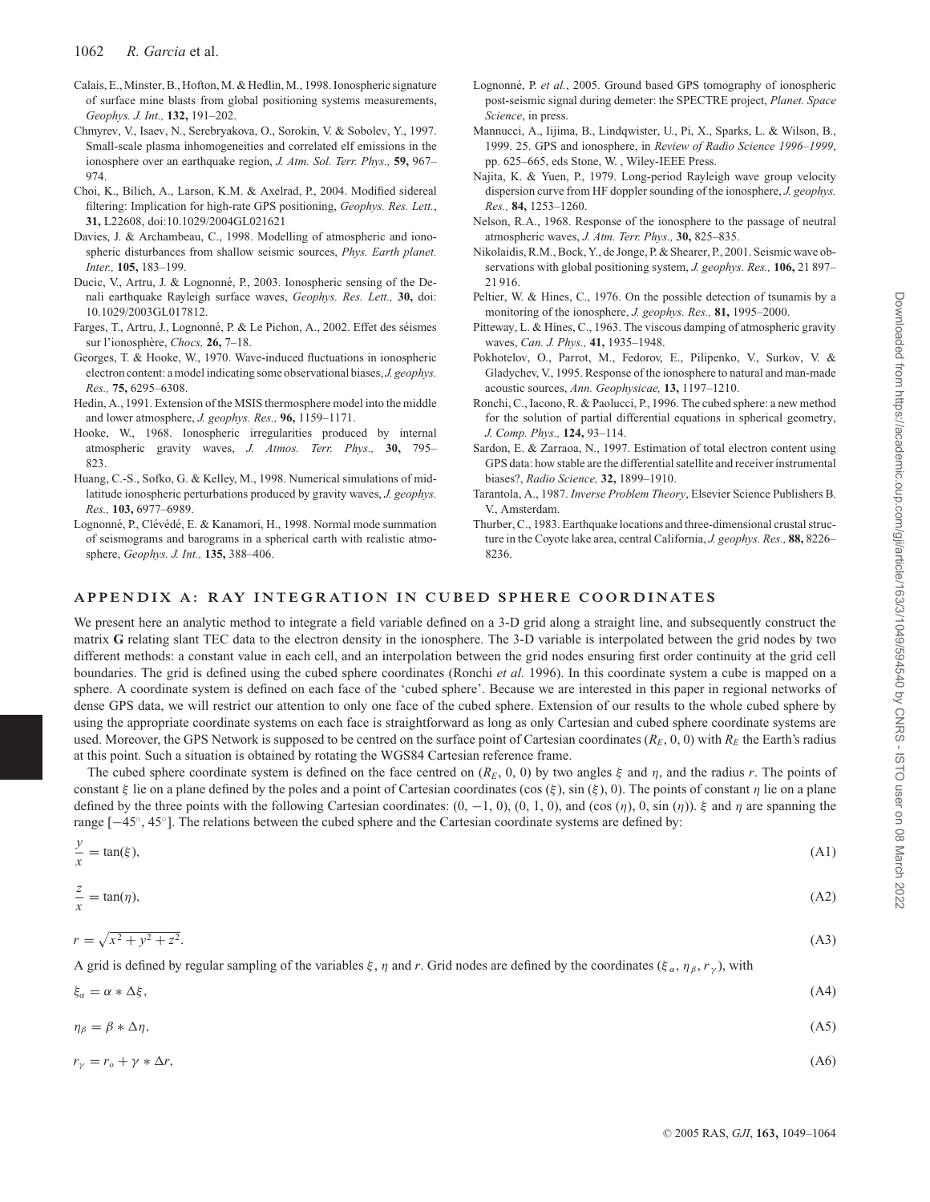Calais, E., Minster, B., Hofton, M. & Hedlin, M., 1998. Ionospheric signature of surface mine blasts from global positioning systems measurements, *Geophys. J. Int.,* **132,** 191–202.

Chmyrev, V., Isaev, N., Serebryakova, O., Sorokin, V. & Sobolev, Y., 1997. Small-scale plasma inhomogeneities and correlated elf emissions in the ionosphere over an earthquake region, *J. Atm. Sol. Terr. Phys.,* **59,** 967–974.

Choi, K., Bilich, A., Larson, K.M. & Axelrad, P., 2004. Modified sidereal filtering: Implication for high-rate GPS positioning, *Geophys. Res. Lett.*, **31,** L22608, doi:10.1029/2004GL021621

Davies, J. & Archambeau, C., 1998. Modelling of atmospheric and ionospheric disturbances from shallow seismic sources, *Phys. Earth planet. Inter.,* **105,** 183–199.

Ducic, V., Artru, J. & Lognonné, P., 2003. Ionospheric sensing of the Denali earthquake Rayleigh surface waves, *Geophys. Res. Lett.,* **30,** doi: 10.1029/2003GL017812.

Farges, T., Artru, J., Lognonné, P. & Le Pichon, A., 2002. Effet des séismes sur l'ionosphère, *Chocs,* **26,** 7–18.

Georges, T. & Hooke, W., 1970. Wave-induced fluctuations in ionospheric electron content: a model indicating some observational biases, *J. geophys. Res.,* **75,** 6295–6308.

Hedin, A., 1991. Extension of the MSIS thermosphere model into the middle and lower atmosphere, *J. geophys. Res.,* **96,** 1159–1171.

Hooke, W., 1968. Ionospheric irregularities produced by internal atmospheric gravity waves, *J. Atmos. Terr. Phys.,* **30,** 795–823.

Huang, C.-S., Sofko, G. & Kelley, M., 1998. Numerical simulations of mid-latitude ionospheric perturbations produced by gravity waves, *J. geophys. Res.,* **103,** 6977–6989.

Lognonné, P., Clévédé, E. & Kanamori, H., 1998. Normal mode summation of seismograms and barograms in a spherical earth with realistic atmosphere, *Geophys. J. Int.,* **135,** 388–406.

Lognonné, P. *et al.*, 2005. Ground based GPS tomography of ionospheric post-seismic signal during demeter: the SPECTRE project, *Planet. Space Science*, in press.

Mannucci, A., Iijima, B., Lindqwister, U., Pi, X., Sparks, L. & Wilson, B., 1999. 25. GPS and ionosphere, in *Review of Radio Science 1996–1999*, pp. 625–665, eds Stone, W. , Wiley-IEEE Press.

Najita, K. & Yuen, P., 1979. Long-period Rayleigh wave group velocity dispersion curve from HF doppler sounding of the ionosphere, *J. geophys. Res.,* **84,** 1253–1260.

Nelson, R.A., 1968. Response of the ionosphere to the passage of neutral atmospheric waves, *J. Atm. Terr. Phys.,* **30,** 825–835.

Nikolaidis, R.M., Bock, Y., de Jonge, P. & Shearer, P., 2001. Seismic wave observations with global positioning system, *J. geophys. Res.,* **106,** 21 897–21 916.

Peltier, W. & Hines, C., 1976. On the possible detection of tsunamis by a monitoring of the ionosphere, *J. geophys. Res.,* **81,** 1995–2000.

Pitteway, L. & Hines, C., 1963. The viscous damping of atmospheric gravity waves, *Can. J. Phys.,* **41,** 1935–1948.

Pokhotelov, O., Parrot, M., Fedorov, E., Pilipenko, V., Surkov, V. & Gladychev, V., 1995. Response of the ionosphere to natural and man-made acoustic sources, *Ann. Geophysicae,* **13,** 1197–1210.

Ronchi, C., Iacono, R. & Paolucci, P., 1996. The cubed sphere: a new method for the solution of partial differential equations in spherical geometry, *J. Comp. Phys.,* **124,** 93–114.

Sardon, E. & Zarraoa, N., 1997. Estimation of total electron content using GPS data: how stable are the differential satellite and receiver instrumental biases?, *Radio Science,* **32,** 1899–1910.

Tarantola, A., 1987. *Inverse Problem Theory*, Elsevier Science Publishers B. V., Amsterdam.

Thurber, C., 1983. Earthquake locations and three-dimensional crustal structure in the Coyote lake area, central California, *J. geophys. Res.,* **88,** 8226–8236.

## APPENDIX A: RAY INTEGRATION IN CUBED SPHERE COORDINATES

We present here an analytic method to integrate a field variable defined on a 3-D grid along a straight line, and subsequently construct the matrix **G** relating slant TEC data to the electron density in the ionosphere. The 3-D variable is interpolated between the grid nodes by two different methods: a constant value in each cell, and an interpolation between the grid nodes ensuring first order continuity at the grid cell boundaries. The grid is defined using the cubed sphere coordinates (Ronchi *et al.* 1996). In this coordinate system a cube is mapped on a sphere. A coordinate system is defined on each face of the 'cubed sphere'. Because we are interested in this paper in regional networks of dense GPS data, we will restrict our attention to only one face of the cubed sphere. Extension of our results to the whole cubed sphere by using the appropriate coordinate systems on each face is straightforward as long as only Cartesian and cubed sphere coordinate systems are used. Moreover, the GPS Network is supposed to be centred on the surface point of Cartesian coordinates ($R_E$, 0, 0) with $R_E$ the Earth's radius at this point. Such a situation is obtained by rotating the WGS84 Cartesian reference frame.

The cubed sphere coordinate system is defined on the face centred on ($R_E$, 0, 0) by two angles $\xi$ and $\eta$, and the radius $r$. The points of constant $\xi$ lie on a plane defined by the poles and a point of Cartesian coordinates ($\cos(\xi)$, $\sin(\xi)$, 0). The points of constant $\eta$ lie on a plane defined by the three points with the following Cartesian coordinates: (0, −1, 0), (0, 1, 0), and ($\cos(\eta)$, 0, $\sin(\eta)$). $\xi$ and $\eta$ are spanning the range [−45°, 45°]. The relations between the cubed sphere and the Cartesian coordinate systems are defined by:

$$\frac{y}{x} = \tan(\xi), \tag{A1}$$

$$\frac{z}{x} = \tan(\eta), \tag{A2}$$

$$r = \sqrt{x^2 + y^2 + z^2}. \tag{A3}$$

A grid is defined by regular sampling of the variables $\xi$, $\eta$ and $r$. Grid nodes are defined by the coordinates ($\xi_\alpha$, $\eta_\beta$, $r_\gamma$), with

$$\xi_\alpha = \alpha * \Delta\xi, \tag{A4}$$

$$\eta_\beta = \beta * \Delta\eta, \tag{A5}$$

$$r_\gamma = r_o + \gamma * \Delta r, \tag{A6}$$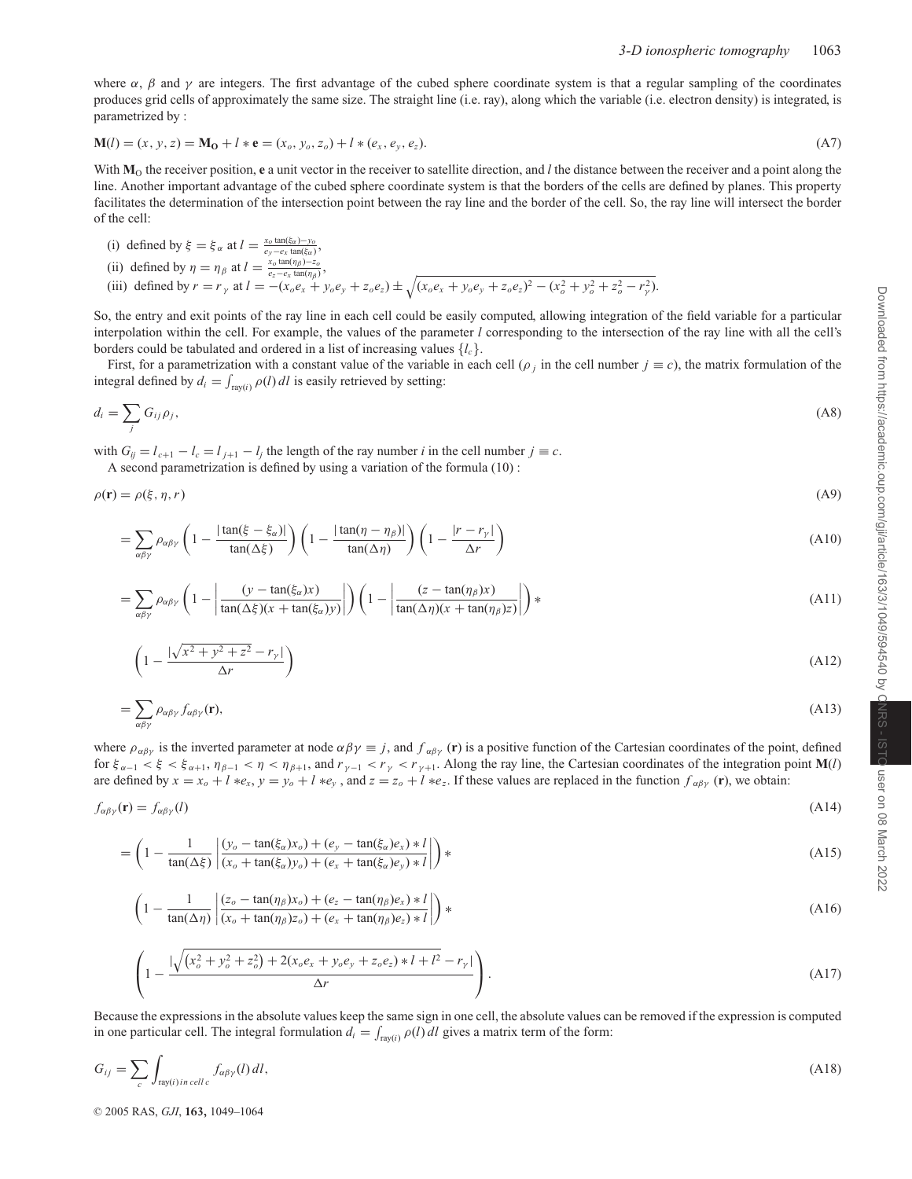where $\alpha$, $\beta$ and $\gamma$ are integers. The first advantage of the cubed sphere coordinate system is that a regular sampling of the coordinates produces grid cells of approximately the same size. The straight line (i.e. ray), along which the variable (i.e. electron density) is integrated, is parametrized by :

$$\mathbf{M}(l) = (x, y, z) = \mathbf{M_O} + l * \mathbf{e} = (x_o, y_o, z_o) + l * (e_x, e_y, e_z). \tag{A7}$$

With $\mathbf{M}_\mathrm{O}$ the receiver position, $\mathbf{e}$ a unit vector in the receiver to satellite direction, and $l$ the distance between the receiver and a point along the line. Another important advantage of the cubed sphere coordinate system is that the borders of the cells are defined by planes. This property facilitates the determination of the intersection point between the ray line and the border of the cell. So, the ray line will intersect the border of the cell:

(i) defined by $\xi = \xi_\alpha$ at $l = \frac{x_o \tan(\xi_\alpha) - y_o}{e_y - e_x \tan(\xi_\alpha)}$,

(ii) defined by $\eta = \eta_\beta$ at $l = \frac{x_o \tan(\eta_\beta) - z_o}{e_z - e_x \tan(\eta_\beta)}$,

(iii) defined by $r = r_\gamma$ at $l = -(x_o e_x + y_o e_y + z_o e_z) \pm \sqrt{(x_o e_x + y_o e_y + z_o e_z)^2 - (x_o^2 + y_o^2 + z_o^2 - r_\gamma^2)}$.

So, the entry and exit points of the ray line in each cell could be easily computed, allowing integration of the field variable for a particular interpolation within the cell. For example, the values of the parameter $l$ corresponding to the intersection of the ray line with all the cell's borders could be tabulated and ordered in a list of increasing values $\{l_c\}$.

First, for a parametrization with a constant value of the variable in each cell ($\rho_j$ in the cell number $j \equiv c$), the matrix formulation of the integral defined by $d_i = \int_{\mathrm{ray}(i)} \rho(l)\, dl$ is easily retrieved by setting:

$$d_i = \sum_j G_{ij} \rho_j, \tag{A8}$$

with $G_{ij} = l_{c+1} - l_c = l_{j+1} - l_j$ the length of the ray number $i$ in the cell number $j \equiv c$.

A second parametrization is defined by using a variation of the formula (10) :

$$\rho(\mathbf{r}) = \rho(\xi, \eta, r) \tag{A9}$$

$$= \sum_{\alpha\beta\gamma} \rho_{\alpha\beta\gamma} \left(1 - \frac{|\tan(\xi - \xi_\alpha)|}{\tan(\Delta\xi)}\right) \left(1 - \frac{|\tan(\eta - \eta_\beta)|}{\tan(\Delta\eta)}\right) \left(1 - \frac{|r - r_\gamma|}{\Delta r}\right) \tag{A10}$$

$$= \sum_{\alpha\beta\gamma} \rho_{\alpha\beta\gamma} \left(1 - \left|\frac{(y - \tan(\xi_\alpha)x)}{\tan(\Delta\xi)(x + \tan(\xi_\alpha)y)}\right|\right) \left(1 - \left|\frac{(z - \tan(\eta_\beta)x)}{\tan(\Delta\eta)(x + \tan(\eta_\beta)z)}\right|\right) * \tag{A11}$$

$$\left(1 - \frac{|\sqrt{x^2 + y^2 + z^2} - r_\gamma|}{\Delta r}\right) \tag{A12}$$

$$= \sum_{\alpha\beta\gamma} \rho_{\alpha\beta\gamma} f_{\alpha\beta\gamma}(\mathbf{r}), \tag{A13}$$

where $\rho_{\alpha\beta\gamma}$ is the inverted parameter at node $\alpha\beta\gamma \equiv j$, and $f_{\alpha\beta\gamma}(\mathbf{r})$ is a positive function of the Cartesian coordinates of the point, defined for $\xi_{\alpha-1} < \xi < \xi_{\alpha+1}$, $\eta_{\beta-1} < \eta < \eta_{\beta+1}$, and $r_{\gamma-1} < r_\gamma < r_{\gamma+1}$. Along the ray line, the Cartesian coordinates of the integration point $\mathbf{M}(l)$ are defined by $x = x_o + l * e_x$, $y = y_o + l * e_y$, and $z = z_o + l * e_z$. If these values are replaced in the function $f_{\alpha\beta\gamma}(\mathbf{r})$, we obtain:

$$f_{\alpha\beta\gamma}(\mathbf{r}) = f_{\alpha\beta\gamma}(l) \tag{A14}$$

$$= \left(1 - \frac{1}{\tan(\Delta\xi)} \left|\frac{(y_o - \tan(\xi_\alpha)x_o) + (e_y - \tan(\xi_\alpha)e_x) * l}{(x_o + \tan(\xi_\alpha)y_o) + (e_x + \tan(\xi_\alpha)e_y) * l}\right|\right) * \tag{A15}$$

$$\left(1 - \frac{1}{\tan(\Delta\eta)} \left|\frac{(z_o - \tan(\eta_\beta)x_o) + (e_z - \tan(\eta_\beta)e_x) * l}{(x_o + \tan(\eta_\beta)z_o) + (e_x + \tan(\eta_\beta)e_z) * l}\right|\right) * \tag{A16}$$

$$\left(1 - \frac{|\sqrt{(x_o^2 + y_o^2 + z_o^2) + 2(x_o e_x + y_o e_y + z_o e_z) * l + l^2} - r_\gamma|}{\Delta r}\right). \tag{A17}$$

Because the expressions in the absolute values keep the same sign in one cell, the absolute values can be removed if the expression is computed in one particular cell. The integral formulation $d_i = \int_{\mathrm{ray}(i)} \rho(l)\, dl$ gives a matrix term of the form:

$$G_{ij} = \sum_c \int_{\mathrm{ray}(i)\, in\, cell\, c} f_{\alpha\beta\gamma}(l)\, dl, \tag{A18}$$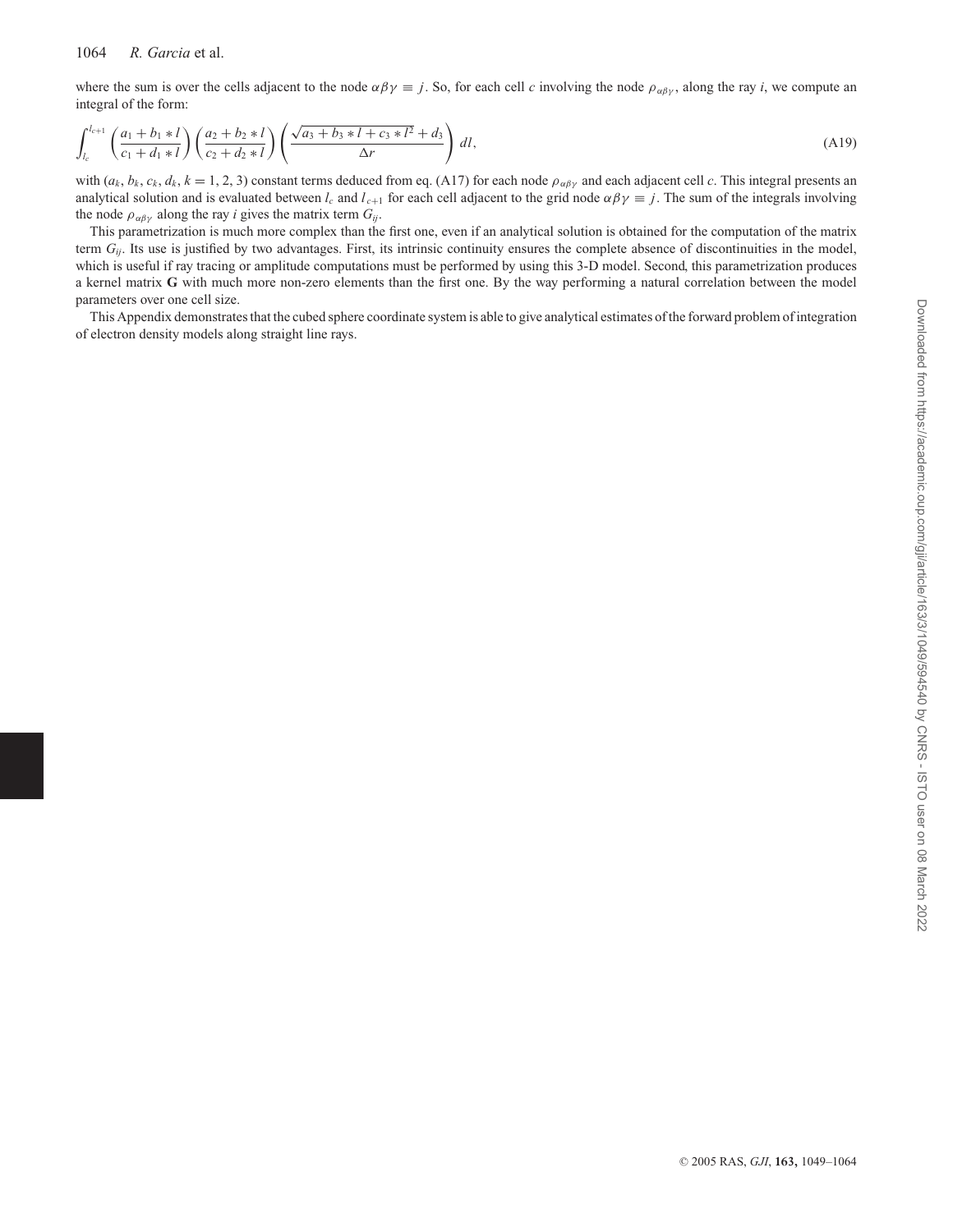where the sum is over the cells adjacent to the node $\alpha\beta\gamma \equiv j$. So, for each cell $c$ involving the node $\rho_{\alpha\beta\gamma}$, along the ray $i$, we compute an integral of the form:

$$\int_{l_c}^{l_{c+1}} \left(\frac{a_1 + b_1 * l}{c_1 + d_1 * l}\right) \left(\frac{a_2 + b_2 * l}{c_2 + d_2 * l}\right) \left(\frac{\sqrt{a_3 + b_3 * l + c_3 * l^2} + d_3}{\Delta r}\right) dl, \tag{A19}$$

with ($a_k$, $b_k$, $c_k$, $d_k$, $k = 1, 2, 3$) constant terms deduced from eq. (A17) for each node $\rho_{\alpha\beta\gamma}$ and each adjacent cell $c$. This integral presents an analytical solution and is evaluated between $l_c$ and $l_{c+1}$ for each cell adjacent to the grid node $\alpha\beta\gamma \equiv j$. The sum of the integrals involving the node $\rho_{\alpha\beta\gamma}$ along the ray $i$ gives the matrix term $G_{ij}$.

This parametrization is much more complex than the first one, even if an analytical solution is obtained for the computation of the matrix term $G_{ij}$. Its use is justified by two advantages. First, its intrinsic continuity ensures the complete absence of discontinuities in the model, which is useful if ray tracing or amplitude computations must be performed by using this 3-D model. Second, this parametrization produces a kernel matrix **G** with much more non-zero elements than the first one. By the way performing a natural correlation between the model parameters over one cell size.

This Appendix demonstrates that the cubed sphere coordinate system is able to give analytical estimates of the forward problem of integration of electron density models along straight line rays.